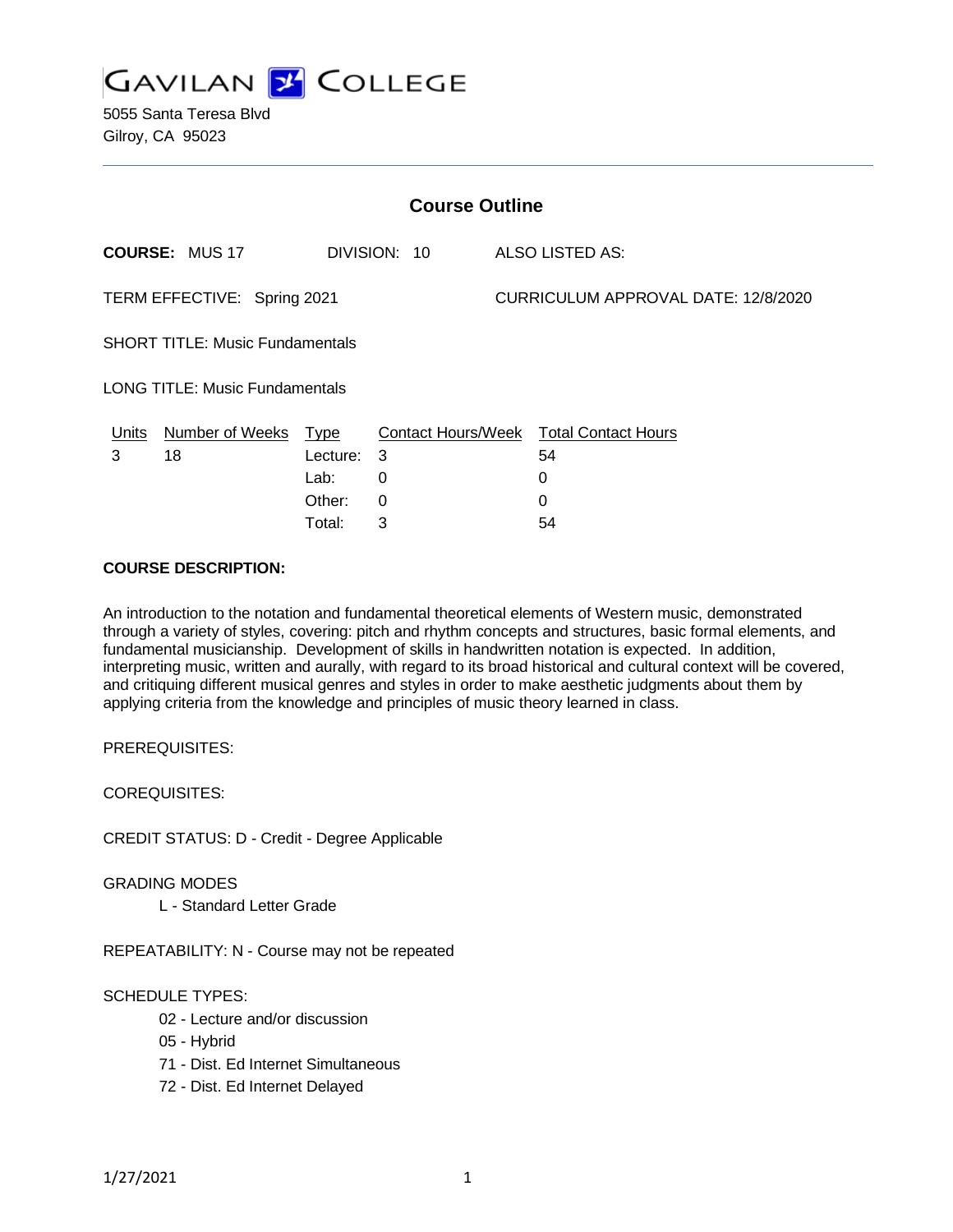# GAVILAN COLLEGE

5055 Santa Teresa Blvd
Gilroy, CA 95023

## Course Outline

**COURSE:** MUS 17 DIVISION: 10 ALSO LISTED AS:

TERM EFFECTIVE: Spring 2021 CURRICULUM APPROVAL DATE: 12/8/2020

SHORT TITLE: Music Fundamentals

LONG TITLE: Music Fundamentals

| Units | Number of Weeks | Type | Contact Hours/Week | Total Contact Hours |
|---|---|---|---|---|
| 3 | 18 | Lecture: | 3 | 54 |
| | | Lab: | 0 | 0 |
| | | Other: | 0 | 0 |
| | | Total: | 3 | 54 |

**COURSE DESCRIPTION:**

An introduction to the notation and fundamental theoretical elements of Western music, demonstrated through a variety of styles, covering: pitch and rhythm concepts and structures, basic formal elements, and fundamental musicianship. Development of skills in handwritten notation is expected. In addition, interpreting music, written and aurally, with regard to its broad historical and cultural context will be covered, and critiquing different musical genres and styles in order to make aesthetic judgments about them by applying criteria from the knowledge and principles of music theory learned in class.

PREREQUISITES:

COREQUISITES:

CREDIT STATUS: D - Credit - Degree Applicable

GRADING MODES

- L - Standard Letter Grade

REPEATABILITY: N - Course may not be repeated

SCHEDULE TYPES:

- 02 - Lecture and/or discussion
- 05 - Hybrid
- 71 - Dist. Ed Internet Simultaneous
- 72 - Dist. Ed Internet Delayed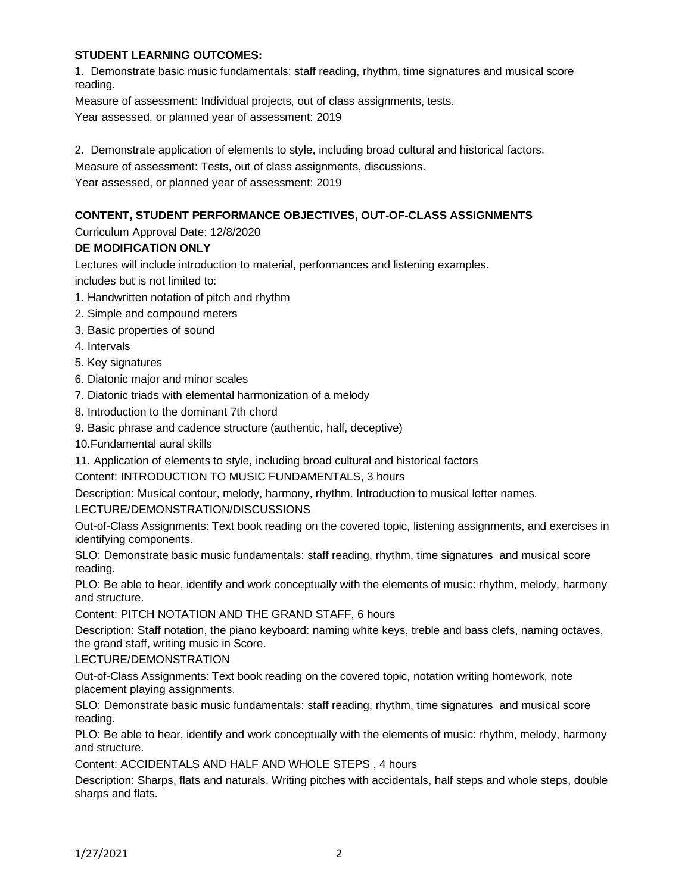**STUDENT LEARNING OUTCOMES:**

1. Demonstrate basic music fundamentals: staff reading, rhythm, time signatures and musical score reading.

Measure of assessment: Individual projects, out of class assignments, tests.

Year assessed, or planned year of assessment: 2019

2. Demonstrate application of elements to style, including broad cultural and historical factors.

Measure of assessment: Tests, out of class assignments, discussions.

Year assessed, or planned year of assessment: 2019

**CONTENT, STUDENT PERFORMANCE OBJECTIVES, OUT-OF-CLASS ASSIGNMENTS**

Curriculum Approval Date: 12/8/2020

**DE MODIFICATION ONLY**

Lectures will include introduction to material, performances and listening examples.

includes but is not limited to:

1. Handwritten notation of pitch and rhythm
2. Simple and compound meters
3. Basic properties of sound
4. Intervals
5. Key signatures
6. Diatonic major and minor scales
7. Diatonic triads with elemental harmonization of a melody
8. Introduction to the dominant 7th chord
9. Basic phrase and cadence structure (authentic, half, deceptive)
10. Fundamental aural skills
11. Application of elements to style, including broad cultural and historical factors

Content: INTRODUCTION TO MUSIC FUNDAMENTALS, 3 hours

Description: Musical contour, melody, harmony, rhythm. Introduction to musical letter names.

LECTURE/DEMONSTRATION/DISCUSSIONS

Out-of-Class Assignments: Text book reading on the covered topic, listening assignments, and exercises in identifying components.

SLO: Demonstrate basic music fundamentals: staff reading, rhythm, time signatures and musical score reading.

PLO: Be able to hear, identify and work conceptually with the elements of music: rhythm, melody, harmony and structure.

Content: PITCH NOTATION AND THE GRAND STAFF, 6 hours

Description: Staff notation, the piano keyboard: naming white keys, treble and bass clefs, naming octaves, the grand staff, writing music in Score.

LECTURE/DEMONSTRATION

Out-of-Class Assignments: Text book reading on the covered topic, notation writing homework, note placement playing assignments.

SLO: Demonstrate basic music fundamentals: staff reading, rhythm, time signatures and musical score reading.

PLO: Be able to hear, identify and work conceptually with the elements of music: rhythm, melody, harmony and structure.

Content: ACCIDENTALS AND HALF AND WHOLE STEPS , 4 hours

Description: Sharps, flats and naturals. Writing pitches with accidentals, half steps and whole steps, double sharps and flats.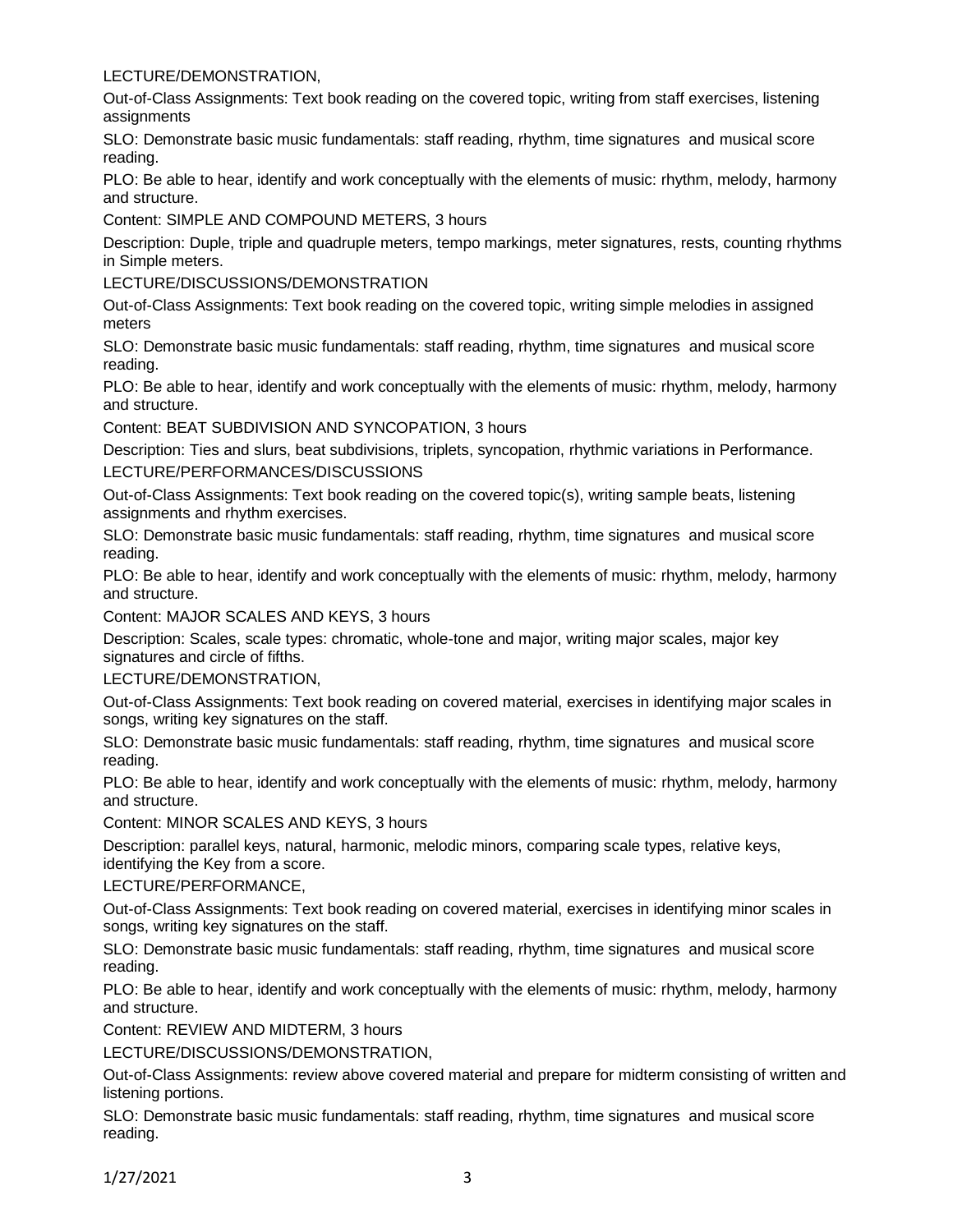LECTURE/DEMONSTRATION,

Out-of-Class Assignments: Text book reading on the covered topic, writing from staff exercises, listening assignments

SLO: Demonstrate basic music fundamentals: staff reading, rhythm, time signatures and musical score reading.

PLO: Be able to hear, identify and work conceptually with the elements of music: rhythm, melody, harmony and structure.

Content: SIMPLE AND COMPOUND METERS, 3 hours

Description: Duple, triple and quadruple meters, tempo markings, meter signatures, rests, counting rhythms in Simple meters.

LECTURE/DISCUSSIONS/DEMONSTRATION

Out-of-Class Assignments: Text book reading on the covered topic, writing simple melodies in assigned meters

SLO: Demonstrate basic music fundamentals: staff reading, rhythm, time signatures and musical score reading.

PLO: Be able to hear, identify and work conceptually with the elements of music: rhythm, melody, harmony and structure.

Content: BEAT SUBDIVISION AND SYNCOPATION, 3 hours

Description: Ties and slurs, beat subdivisions, triplets, syncopation, rhythmic variations in Performance.

LECTURE/PERFORMANCES/DISCUSSIONS

Out-of-Class Assignments: Text book reading on the covered topic(s), writing sample beats, listening assignments and rhythm exercises.

SLO: Demonstrate basic music fundamentals: staff reading, rhythm, time signatures and musical score reading.

PLO: Be able to hear, identify and work conceptually with the elements of music: rhythm, melody, harmony and structure.

Content: MAJOR SCALES AND KEYS, 3 hours

Description: Scales, scale types: chromatic, whole-tone and major, writing major scales, major key signatures and circle of fifths.

LECTURE/DEMONSTRATION,

Out-of-Class Assignments: Text book reading on covered material, exercises in identifying major scales in songs, writing key signatures on the staff.

SLO: Demonstrate basic music fundamentals: staff reading, rhythm, time signatures and musical score reading.

PLO: Be able to hear, identify and work conceptually with the elements of music: rhythm, melody, harmony and structure.

Content: MINOR SCALES AND KEYS, 3 hours

Description: parallel keys, natural, harmonic, melodic minors, comparing scale types, relative keys, identifying the Key from a score.

LECTURE/PERFORMANCE,

Out-of-Class Assignments: Text book reading on covered material, exercises in identifying minor scales in songs, writing key signatures on the staff.

SLO: Demonstrate basic music fundamentals: staff reading, rhythm, time signatures and musical score reading.

PLO: Be able to hear, identify and work conceptually with the elements of music: rhythm, melody, harmony and structure.

Content: REVIEW AND MIDTERM, 3 hours

LECTURE/DISCUSSIONS/DEMONSTRATION,

Out-of-Class Assignments: review above covered material and prepare for midterm consisting of written and listening portions.

SLO: Demonstrate basic music fundamentals: staff reading, rhythm, time signatures and musical score reading.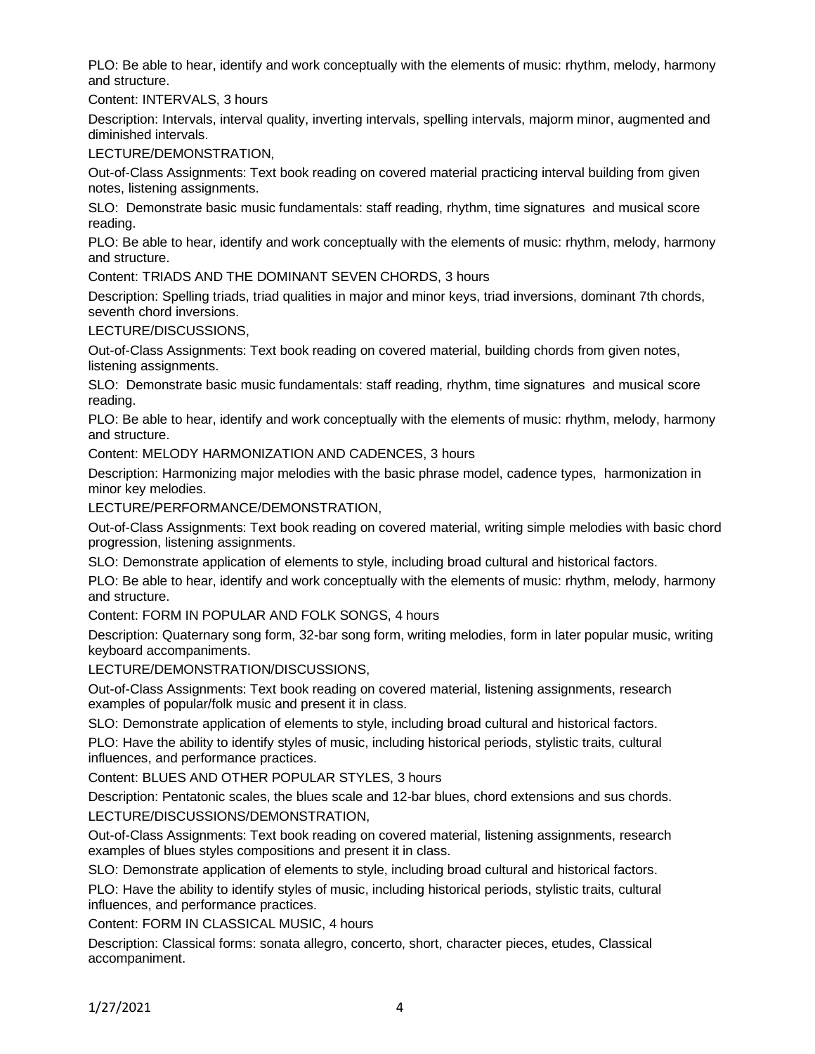PLO: Be able to hear, identify and work conceptually with the elements of music: rhythm, melody, harmony and structure.

Content: INTERVALS, 3 hours

Description: Intervals, interval quality, inverting intervals, spelling intervals, majorm minor, augmented and diminished intervals.

LECTURE/DEMONSTRATION,

Out-of-Class Assignments: Text book reading on covered material practicing interval building from given notes, listening assignments.

SLO: Demonstrate basic music fundamentals: staff reading, rhythm, time signatures and musical score reading.

PLO: Be able to hear, identify and work conceptually with the elements of music: rhythm, melody, harmony and structure.

Content: TRIADS AND THE DOMINANT SEVEN CHORDS, 3 hours

Description: Spelling triads, triad qualities in major and minor keys, triad inversions, dominant 7th chords, seventh chord inversions.

LECTURE/DISCUSSIONS,

Out-of-Class Assignments: Text book reading on covered material, building chords from given notes, listening assignments.

SLO: Demonstrate basic music fundamentals: staff reading, rhythm, time signatures and musical score reading.

PLO: Be able to hear, identify and work conceptually with the elements of music: rhythm, melody, harmony and structure.

Content: MELODY HARMONIZATION AND CADENCES, 3 hours

Description: Harmonizing major melodies with the basic phrase model, cadence types, harmonization in minor key melodies.

LECTURE/PERFORMANCE/DEMONSTRATION,

Out-of-Class Assignments: Text book reading on covered material, writing simple melodies with basic chord progression, listening assignments.

SLO: Demonstrate application of elements to style, including broad cultural and historical factors.

PLO: Be able to hear, identify and work conceptually with the elements of music: rhythm, melody, harmony and structure.

Content: FORM IN POPULAR AND FOLK SONGS, 4 hours

Description: Quaternary song form, 32-bar song form, writing melodies, form in later popular music, writing keyboard accompaniments.

LECTURE/DEMONSTRATION/DISCUSSIONS,

Out-of-Class Assignments: Text book reading on covered material, listening assignments, research examples of popular/folk music and present it in class.

SLO: Demonstrate application of elements to style, including broad cultural and historical factors.

PLO: Have the ability to identify styles of music, including historical periods, stylistic traits, cultural influences, and performance practices.

Content: BLUES AND OTHER POPULAR STYLES, 3 hours

Description: Pentatonic scales, the blues scale and 12-bar blues, chord extensions and sus chords.

LECTURE/DISCUSSIONS/DEMONSTRATION,

Out-of-Class Assignments: Text book reading on covered material, listening assignments, research examples of blues styles compositions and present it in class.

SLO: Demonstrate application of elements to style, including broad cultural and historical factors.

PLO: Have the ability to identify styles of music, including historical periods, stylistic traits, cultural influences, and performance practices.

Content: FORM IN CLASSICAL MUSIC, 4 hours

Description: Classical forms: sonata allegro, concerto, short, character pieces, etudes, Classical accompaniment.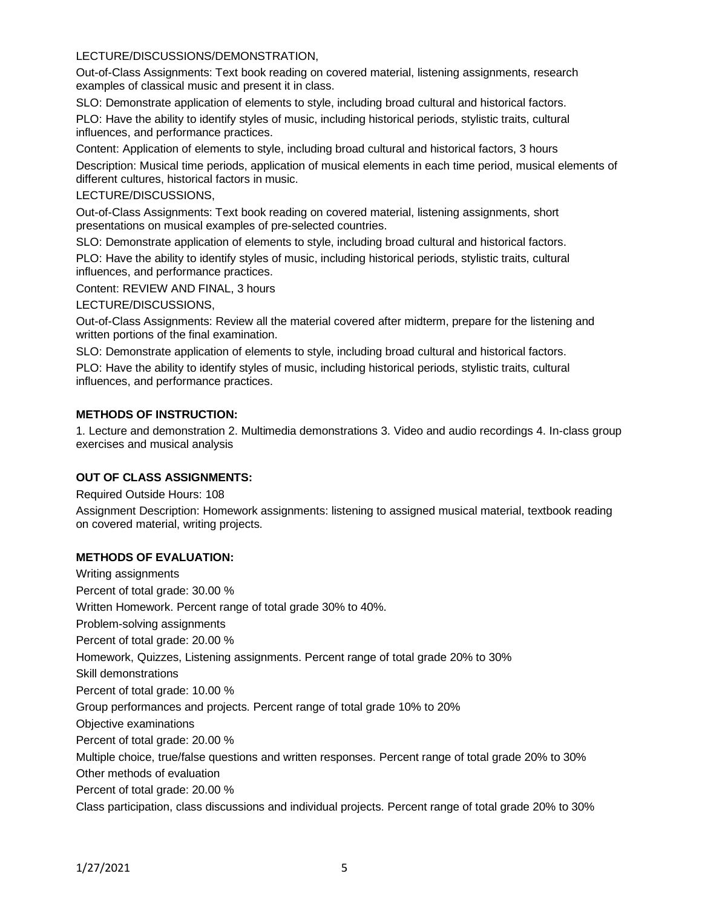LECTURE/DISCUSSIONS/DEMONSTRATION,

Out-of-Class Assignments: Text book reading on covered material, listening assignments, research examples of classical music and present it in class.

SLO: Demonstrate application of elements to style, including broad cultural and historical factors.

PLO: Have the ability to identify styles of music, including historical periods, stylistic traits, cultural influences, and performance practices.

Content: Application of elements to style, including broad cultural and historical factors, 3 hours

Description: Musical time periods, application of musical elements in each time period, musical elements of different cultures, historical factors in music.

LECTURE/DISCUSSIONS,

Out-of-Class Assignments: Text book reading on covered material, listening assignments, short presentations on musical examples of pre-selected countries.

SLO: Demonstrate application of elements to style, including broad cultural and historical factors.

PLO: Have the ability to identify styles of music, including historical periods, stylistic traits, cultural influences, and performance practices.

Content: REVIEW AND FINAL, 3 hours

LECTURE/DISCUSSIONS,

Out-of-Class Assignments: Review all the material covered after midterm, prepare for the listening and written portions of the final examination.

SLO: Demonstrate application of elements to style, including broad cultural and historical factors.

PLO: Have the ability to identify styles of music, including historical periods, stylistic traits, cultural influences, and performance practices.

**METHODS OF INSTRUCTION:**

1. Lecture and demonstration 2. Multimedia demonstrations 3. Video and audio recordings 4. In-class group exercises and musical analysis

**OUT OF CLASS ASSIGNMENTS:**

Required Outside Hours: 108

Assignment Description: Homework assignments: listening to assigned musical material, textbook reading on covered material, writing projects.

**METHODS OF EVALUATION:**

Writing assignments

Percent of total grade: 30.00 %

Written Homework. Percent range of total grade 30% to 40%.

Problem-solving assignments

Percent of total grade: 20.00 %

Homework, Quizzes, Listening assignments. Percent range of total grade 20% to 30%

Skill demonstrations

Percent of total grade: 10.00 %

Group performances and projects. Percent range of total grade 10% to 20%

Objective examinations

Percent of total grade: 20.00 %

Multiple choice, true/false questions and written responses. Percent range of total grade 20% to 30%

Other methods of evaluation

Percent of total grade: 20.00 %

Class participation, class discussions and individual projects. Percent range of total grade 20% to 30%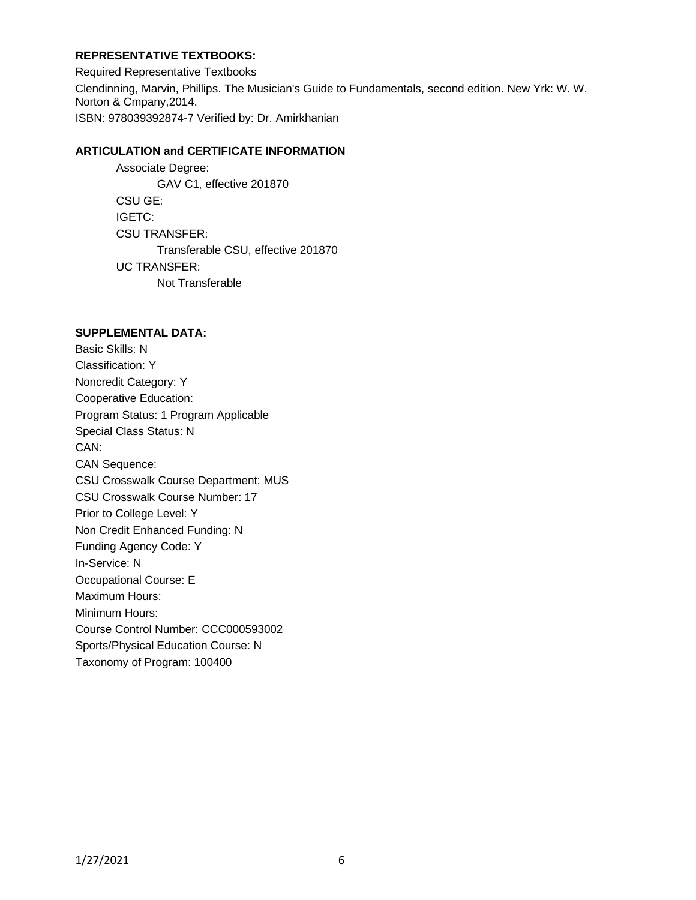**REPRESENTATIVE TEXTBOOKS:**

Required Representative Textbooks

Clendinning, Marvin, Phillips. The Musician's Guide to Fundamentals, second edition. New Yrk: W. W. Norton & Cmpany,2014.

ISBN: 978039392874-7 Verified by: Dr. Amirkhanian

**ARTICULATION and CERTIFICATE INFORMATION**

Associate Degree:
GAV C1, effective 201870

CSU GE:

IGETC:

CSU TRANSFER:
Transferable CSU, effective 201870

UC TRANSFER:
Not Transferable

**SUPPLEMENTAL DATA:**

Basic Skills: N

Classification: Y

Noncredit Category: Y

Cooperative Education:

Program Status: 1 Program Applicable

Special Class Status: N

CAN:

CAN Sequence:

CSU Crosswalk Course Department: MUS

CSU Crosswalk Course Number: 17

Prior to College Level: Y

Non Credit Enhanced Funding: N

Funding Agency Code: Y

In-Service: N

Occupational Course: E

Maximum Hours:

Minimum Hours:

Course Control Number: CCC000593002

Sports/Physical Education Course: N

Taxonomy of Program: 100400